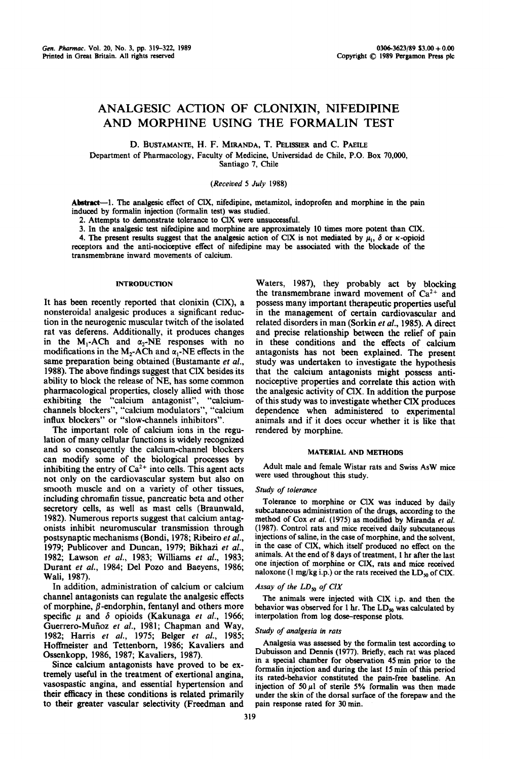# ANALGESIC ACTION OF CLONIXIN, NIFEDIPINE AND MORPHINE USING THE FORMALIN TEST

D. Bustamante, H. F. Miranda, T. Pelissier and C. Paeile

Department of Pharmacology, Faculty of Medicine, Universidad de Chile, P.O. Box 70,000, Santiago 7, Chile

(*Received 5 July 1988*)

**Abstract**—1. The analgesic effect of ClX, nifedipine, metamizol, indoprofen and morphine in the pain induced by formalin injection (formalin test) was studied.

2. Attempts to demonstrate tolerance to ClX were unsuccessful.

3. In the analgesic test nifedipine and morphine are approximately 10 times more potent than ClX.

4. The present results suggest that the analgesic action of ClX is not mediated by $\mu_1$, $\delta$ or $\kappa$-opioid receptors and the anti-nociceptive effect of nifedipine may be associated with the blockade of the transmembrane inward movements of calcium.

## INTRODUCTION

It has been recently reported that clonixin (ClX), a nonsteroidal analgesic produces a significant reduction in the neurogenic muscular twitch of the isolated rat vas deferens. Additionally, it produces changes in the $M_1$-ACh and $\alpha_2$-NE responses with no modifications in the $M_2$-ACh and $\alpha_1$-NE effects in the same preparation being obtained (Bustamante *et al.*, 1988). The above findings suggest that ClX besides its ability to block the release of NE, has some common pharmacological properties, closely allied with those exhibiting the "calcium antagonist", "calcium-channels blockers", "calcium modulators", "calcium influx blockers" or "slow-channels inhibitors".

The important role of calcium ions in the regulation of many cellular functions is widely recognized and so consequently the calcium-channel blockers can modify some of the biological processes by inhibiting the entry of $Ca^{2+}$ into cells. This agent acts not only on the cardiovascular system but also on smooth muscle and on a variety of other tissues, including chromafin tissue, pancreatic beta and other secretory cells, as well as mast cells (Braunwald, 1982). Numerous reports suggest that calcium antagonists inhibit neuromuscular transmission through postsynaptic mechanisms (Bondi, 1978; Ribeiro *et al.*, 1979; Publicover and Duncan, 1979; Bikhazi *et al.*, 1982; Lawson *et al.*, 1983; Williams *et al.*, 1983; Durant *et al.*, 1984; Del Pozo and Baeyens, 1986; Wali, 1987).

In addition, administration of calcium or calcium channel antagonists can regulate the analgesic effects of morphine, $\beta$-endorphin, fentanyl and others more specific $\mu$ and $\delta$ opioids (Kakunaga *et al.*, 1966; Guerrero-Muñoz *et al.*, 1981; Chapman and Way, 1982; Harris *et al.*, 1975; Belger *et al.*, 1985; Hoffmeister and Tettenborn, 1986; Kavaliers and Ossenkopp, 1986, 1987; Kavaliers, 1987).

Since calcium antagonists have proved to be extremely useful in the treatment of exertional angina, vasospastic angina, and essential hypertension and their efficacy in these conditions is related primarily to their greater vascular selectivity (Freedman and Waters, 1987), they probably act by blocking the transmembrane inward movement of $Ca^{2+}$ and possess many important therapeutic properties useful in the management of certain cardiovascular and related disorders in man (Sorkin *et al.*, 1985). A direct and precise relationship between the relief of pain in these conditions and the effects of calcium antagonists has not been explained. The present study was undertaken to investigate the hypothesis that the calcium antagonists might possess anti-nociceptive properties and correlate this action with the analgesic activity of ClX. In addition the purpose of this study was to investigate whether ClX produces dependence when administered to experimental animals and if it does occur whether it is like that rendered by morphine.

## MATERIAL AND METHODS

Adult male and female Wistar rats and Swiss AsW mice were used throughout this study.

### *Study of tolerance*

Tolerance to morphine or ClX was induced by daily subcutaneous administration of the drugs, according to the method of Cox *et al.* (1975) as modified by Miranda *et al.* (1987). Control rats and mice received daily subcutaneous injections of saline, in the case of morphine, and the solvent, in the case of ClX, which itself produced no effect on the animals. At the end of 8 days of treatment, 1 hr after the last one injection of morphine or ClX, rats and mice received naloxone (1 mg/kg i.p.) or the rats received the $LD_{50}$ of ClX.

### *Assay of the $LD_{50}$ of ClX*

The animals were injected with ClX i.p. and then the behavior was observed for 1 hr. The $LD_{50}$ was calculated by interpolation from log dose–response plots.

### *Study of analgesia in rats*

Analgesia was assessed by the formalin test according to Dubuisson and Dennis (1977). Briefly, each rat was placed in a special chamber for observation 45 min prior to the formalin injection and during the last 15 min of this period its rated-behavior constituted the pain-free baseline. An injection of 50 $\mu$l of sterile 5% formalin was then made under the skin of the dorsal surface of the forepaw and the pain response rated for 30 min.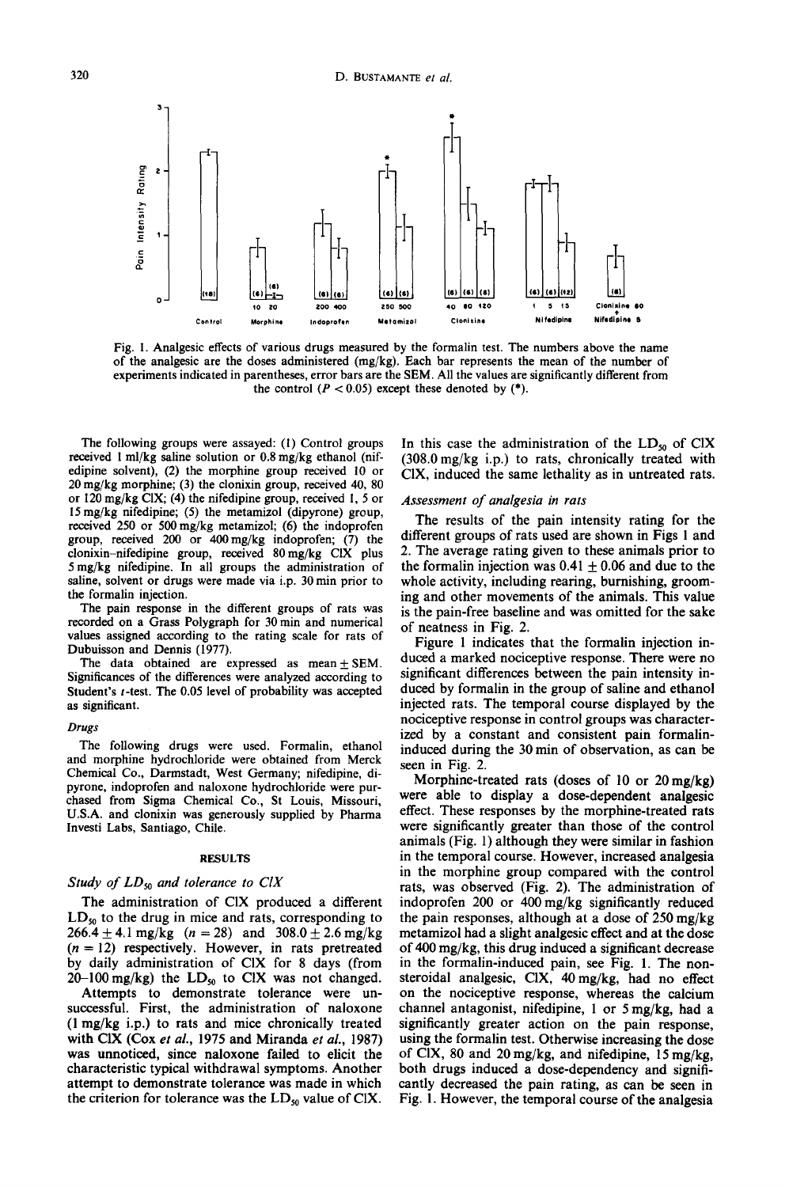Fig. 1. Analgesic effects of various drugs measured by the formalin test. The numbers above the name of the analgesic are the doses administered (mg/kg). Each bar represents the mean of the number of experiments indicated in parentheses, error bars are the SEM. All the values are significantly different from the control ($P < 0.05$) except these denoted by (*).

The following groups were assayed: (1) Control groups received 1 ml/kg saline solution or 0.8 mg/kg ethanol (nifedipine solvent), (2) the morphine group received 10 or 20 mg/kg morphine; (3) the clonixin group, received 40, 80 or 120 mg/kg ClX; (4) the nifedipine group, received 1, 5 or 15 mg/kg nifedipine; (5) the metamizol (dipyrone) group, received 250 or 500 mg/kg metamizol; (6) the indoprofen group, received 200 or 400 mg/kg indoprofen; (7) the clonixin–nifedipine group, received 80 mg/kg ClX plus 5 mg/kg nifedipine. In all groups the administration of saline, solvent or drugs were made via i.p. 30 min prior to the formalin injection.

The pain response in the different groups of rats was recorded on a Grass Polygraph for 30 min and numerical values assigned according to the rating scale for rats of Dubuisson and Dennis (1977).

The data obtained are expressed as mean ± SEM. Significances of the differences were analyzed according to Student's $t$-test. The 0.05 level of probability was accepted as significant.

### *Drugs*

The following drugs were used. Formalin, ethanol and morphine hydrochloride were obtained from Merck Chemical Co., Darmstadt, West Germany; nifedipine, dipyrone, indoprofen and naloxone hydrochloride were purchased from Sigma Chemical Co., St Louis, Missouri, U.S.A. and clonixin was generously supplied by Pharma Investi Labs, Santiago, Chile.

## RESULTS

### *Study of $LD_{50}$ and tolerance to ClX*

The administration of ClX produced a different $LD_{50}$ to the drug in mice and rats, corresponding to $266.4 \pm 4.1$ mg/kg ($n = 28$) and $308.0 \pm 2.6$ mg/kg ($n = 12$) respectively. However, in rats pretreated by daily administration of ClX for 8 days (from 20–100 mg/kg) the $LD_{50}$ to ClX was not changed.

Attempts to demonstrate tolerance were unsuccessful. First, the administration of naloxone (1 mg/kg i.p.) to rats and mice chronically treated with ClX (Cox *et al.*, 1975 and Miranda *et al.*, 1987) was unnoticed, since naloxone failed to elicit the characteristic typical withdrawal symptoms. Another attempt to demonstrate tolerance was made in which the criterion for tolerance was the $LD_{50}$ value of ClX. In this case the administration of the $LD_{50}$ of ClX (308.0 mg/kg i.p.) to rats, chronically treated with ClX, induced the same lethality as in untreated rats.

### *Assessment of analgesia in rats*

The results of the pain intensity rating for the different groups of rats used are shown in Figs 1 and 2. The average rating given to these animals prior to the formalin injection was $0.41 \pm 0.06$ and due to the whole activity, including rearing, burnishing, grooming and other movements of the animals. This value is the pain-free baseline and was omitted for the sake of neatness in Fig. 2.

Figure 1 indicates that the formalin injection induced a marked nociceptive response. There were no significant differences between the pain intensity induced by formalin in the group of saline and ethanol injected rats. The temporal course displayed by the nociceptive response in control groups was characterized by a constant and consistent pain formalin-induced during the 30 min of observation, as can be seen in Fig. 2.

Morphine-treated rats (doses of 10 or 20 mg/kg) were able to display a dose-dependent analgesic effect. These responses by the morphine-treated rats were significantly greater than those of the control animals (Fig. 1) although they were similar in fashion in the temporal course. However, increased analgesia in the morphine group compared with the control rats, was observed (Fig. 2). The administration of indoprofen 200 or 400 mg/kg significantly reduced the pain responses, although at a dose of 250 mg/kg metamizol had a slight analgesic effect and at the dose of 400 mg/kg, this drug induced a significant decrease in the formalin-induced pain, see Fig. 1. The non-steroidal analgesic, ClX, 40 mg/kg, had no effect on the nociceptive response, whereas the calcium channel antagonist, nifedipine, 1 or 5 mg/kg, had a significantly greater action on the pain response, using the formalin test. Otherwise increasing the dose of ClX, 80 and 20 mg/kg, and nifedipine, 15 mg/kg, both drugs induced a dose-dependency and significantly decreased the pain rating, as can be seen in Fig. 1. However, the temporal course of the analgesia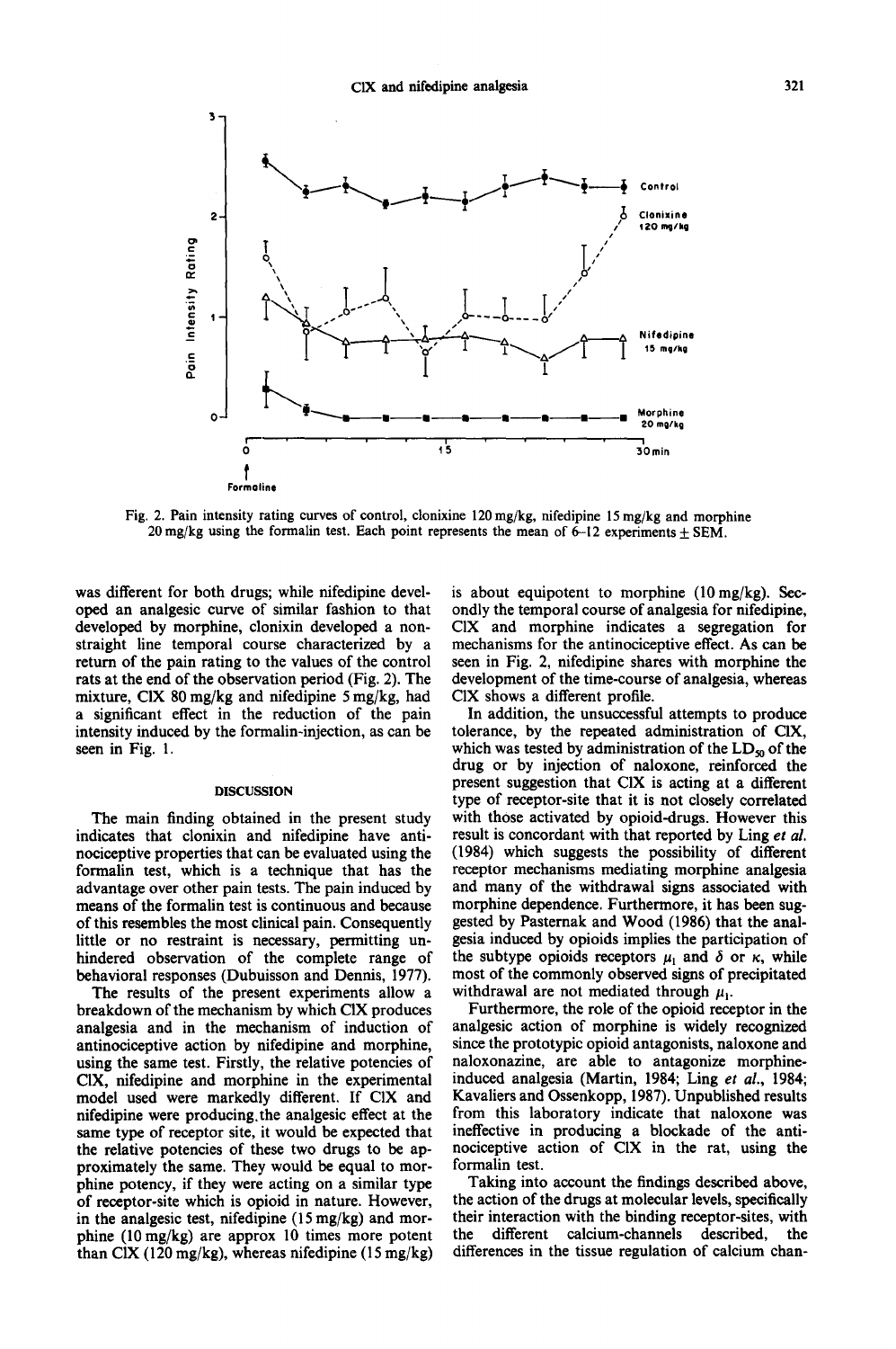Fig. 2. Pain intensity rating curves of control, clonixine 120 mg/kg, nifedipine 15 mg/kg and morphine 20 mg/kg using the formalin test. Each point represents the mean of 6–12 experiments ± SEM.

was different for both drugs; while nifedipine developed an analgesic curve of similar fashion to that developed by morphine, clonixin developed a non-straight line temporal course characterized by a return of the pain rating to the values of the control rats at the end of the observation period (Fig. 2). The mixture, CIX 80 mg/kg and nifedipine 5 mg/kg, had a significant effect in the reduction of the pain intensity induced by the formalin-injection, as can be seen in Fig. 1.

## DISCUSSION

The main finding obtained in the present study indicates that clonixin and nifedipine have antinociceptive properties that can be evaluated using the formalin test, which is a technique that has the advantage over other pain tests. The pain induced by means of the formalin test is continuous and because of this resembles the most clinical pain. Consequently little or no restraint is necessary, permitting unhindered observation of the complete range of behavioral responses (Dubuisson and Dennis, 1977).

The results of the present experiments allow a breakdown of the mechanism by which CIX produces analgesia and in the mechanism of induction of antinociceptive action by nifedipine and morphine, using the same test. Firstly, the relative potencies of CIX, nifedipine and morphine in the experimental model used were markedly different. If CIX and nifedipine were producing the analgesic effect at the same type of receptor site, it would be expected that the relative potencies of these two drugs to be approximately the same. They would be equal to morphine potency, if they were acting on a similar type of receptor-site which is opioid in nature. However, in the analgesic test, nifedipine (15 mg/kg) and morphine (10 mg/kg) are approx 10 times more potent than CIX (120 mg/kg), whereas nifedipine (15 mg/kg) is about equipotent to morphine (10 mg/kg). Secondly the temporal course of analgesia for nifedipine, CIX and morphine indicates a segregation for mechanisms for the antinociceptive effect. As can be seen in Fig. 2, nifedipine shares with morphine the development of the time-course of analgesia, whereas CIX shows a different profile.

In addition, the unsuccessful attempts to produce tolerance, by the repeated administration of CIX, which was tested by administration of the $LD_{50}$ of the drug or by injection of naloxone, reinforced the present suggestion that CIX is acting at a different type of receptor-site that it is not closely correlated with those activated by opioid-drugs. However this result is concordant with that reported by Ling *et al.* (1984) which suggests the possibility of different receptor mechanisms mediating morphine analgesia and many of the withdrawal signs associated with morphine dependence. Furthermore, it has been suggested by Pasternak and Wood (1986) that the analgesia induced by opioids implies the participation of the subtype opioids receptors $\mu_1$ and $\delta$ or $\kappa$, while most of the commonly observed signs of precipitated withdrawal are not mediated through $\mu_1$.

Furthermore, the role of the opioid receptor in the analgesic action of morphine is widely recognized since the prototypic opioid antagonists, naloxone and naloxonazine, are able to antagonize morphine-induced analgesia (Martin, 1984; Ling *et al.*, 1984; Kavaliers and Ossenkopp, 1987). Unpublished results from this laboratory indicate that naloxone was ineffective in producing a blockade of the antinociceptive action of CIX in the rat, using the formalin test.

Taking into account the findings described above, the action of the drugs at molecular levels, specifically their interaction with the binding receptor-sites, with the different calcium-channels described, the differences in the tissue regulation of calcium chan-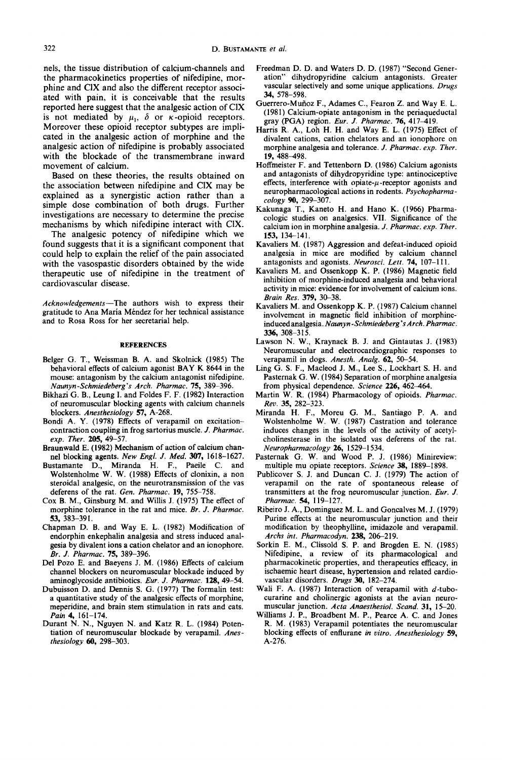nels, the tissue distribution of calcium-channels and the pharmacokinetics properties of nifedipine, morphine and ClX and also the different receptor associated with pain, it is conceivable that the results reported here suggest that the analgesic action of ClX is not mediated by $\mu_1$, $\delta$ or $\kappa$-opioid receptors. Moreover these opioid receptor subtypes are implicated in the analgesic action of morphine and the analgesic action of nifedipine is probably associated with the blockade of the transmembrane inward movement of calcium.

Based on these theories, the results obtained on the association between nifedipine and ClX may be explained as a synergistic action rather than a simple dose combination of both drugs. Further investigations are necessary to determine the precise mechanisms by which nifedipine interact with ClX.

The analgesic potency of nifedipine which we found suggests that it is a significant component that could help to explain the relief of the pain associated with the vasospastic disorders obtained by the wide therapeutic use of nifedipine in the treatment of cardiovascular disease.

*Acknowledgements*—The authors wish to express their gratitude to Ana María Méndez for her technical assistance and to Rosa Ross for her secretarial help.

## REFERENCES

Belger G. T., Weissman B. A. and Skolnick (1985) The behavioral effects of calcium agonist BAY K 8644 in the mouse: antagonism by the calcium antagonist nifedipine. *Naunyn-Schmiedeberg's Arch. Pharmac.* **75**, 389–396.

Bikhazi G. B., Leung I. and Foldes F. F. (1982) Interaction of neuromuscular blocking agents with calcium channels blockers. *Anesthesiology* **57**, A-268.

Bondi A. Y. (1978) Effects of verapamil on excitation–contraction coupling in frog sartorius muscle. *J. Pharmac. exp. Ther.* **205**, 49–57.

Braunwald E. (1982) Mechanism of action of calcium channel blocking agents. *New Engl. J. Med.* **307**, 1618–1627.

Bustamante D., Miranda H. F., Paeile C. and Wolstenholme W. W. (1988) Effects of clonixin, a non steroidal analgesic, on the neurotransmission of the vas deferens of the rat. *Gen. Pharmac.* **19**, 755–758.

Cox B. M., Ginsburg M. and Willis J. (1975) The effect of morphine tolerance in the rat and mice. *Br. J. Pharmac.* **53**, 383–391.

Chapman D. B. and Way E. L. (1982) Modification of endorphin enkephalin analgesia and stress induced analgesia by divalent ions a cation chelator and an ionophore. *Br. J. Pharmac.* **75**, 389–396.

Del Pozo E. and Baeyens J. M. (1986) Effects of calcium channel blockers on neuromuscular blockade induced by aminoglycoside antibiotics. *Eur. J. Pharmac.* **128**, 49–54.

Dubuisson D. and Dennis S. G. (1977) The formalin test: a quantitative study of the analgesic effects of morphine, meperidine, and brain stem stimulation in rats and cats. *Pain* **4**, 161–174.

Durant N. N., Nguyen N. and Katz R. L. (1984) Potentiation of neuromuscular blockade by verapamil. *Anesthesiology* **60**, 298–303.

Freedman D. D. and Waters D. D. (1987) "Second Generation" dihydropyridine calcium antagonists. Greater vascular selectively and some unique applications. *Drugs* **34**, 578–598.

Guerrero-Muñoz F., Adames C., Fearon Z. and Way E. L. (1981) Calcium-opiate antagonism in the periaqueductal gray (PGA) region. *Eur. J. Pharmac.* **76**, 417–419.

Harris R. A., Loh H. H. and Way E. L. (1975) Effect of divalent cations, cation chelators and an ionophore on morphine analgesia and tolerance. *J. Pharmac. exp. Ther.* **19**, 488–498.

Hoffmeister F. and Tettenborn D. (1986) Calcium agonists and antagonists of dihydropyridine type: antinociceptive effects, interference with opiate-$\mu$-receptor agonists and neuropharmacological actions in rodents. *Psychopharmacology* **90**, 299–307.

Kakunaga T., Kaneto H. and Hano K. (1966) Pharmacologic studies on analgesics. VII. Significance of the calcium ion in morphine analgesia. *J. Pharmac. exp. Ther.* **153**, 134–141.

Kavaliers M. (1987) Aggression and defeat-induced opioid analgesia in mice are modified by calcium channel antagonists and agonists. *Neurosci. Lett.* **74**, 107–111.

Kavaliers M. and Ossenkopp K. P. (1986) Magnetic field inhibition of morphine-induced analgesia and behavioral activity in mice: evidence for involvement of calcium ions. *Brain Res.* **379**, 30–38.

Kavaliers M. and Ossenkopp K. P. (1987) Calcium channel involvement in magnetic field inhibition of morphine-induced analgesia. *Naunyn-Schmiedeberg's Arch. Pharmac.* **336**, 308–315.

Lawson N. W., Kraynack B. J. and Gintautas J. (1983) Neuromuscular and electrocardiographic responses to verapamil in dogs. *Anesth. Analg.* **62**, 50–54.

Ling G. S. F., Macleod J. M., Lee S., Lockhart S. H. and Pasternak G. W. (1984) Separation of morphine analgesia from physical dependence. *Science* **226**, 462–464.

Martin W. R. (1984) Pharmacology of opioids. *Pharmac. Rev.* **35**, 282–323.

Miranda H. F., Moreu G. M., Santiago P. A. and Wolstenholme W. W. (1987) Castration and tolerance induces changes in the levels of the activity of acetylcholinesterase in the isolated vas deferens of the rat. *Neuropharmacology* **26**, 1529–1534.

Pasternak G. W. and Wood P. J. (1986) Minireview: multiple mu opiate receptors. *Science* **38**, 1889–1898.

Publicover S. J. and Duncan C. J. (1979) The action of verapamil on the rate of spontaneous release of transmitters at the frog neuromuscular junction. *Eur. J. Pharmac.* **54**, 119–127.

Ribeiro J. A., Dominguez M. L. and Goncalves M. J. (1979) Purine effects at the neuromuscular junction and their modification by theophylline, imidazole and verapamil. *Archs int. Pharmacodyn.* **238**, 206–219.

Sorkin E. M., Clissold S. P. and Brogden E. N. (1985) Nifedipine, a review of its pharmacological and pharmacokinetic properties, and therapeutics efficacy, in ischaemic heart disease, hypertension and related cardiovascular disorders. *Drugs* **30**, 182–274.

Wali F. A. (1987) Interaction of verapamil with *d*-tubocurarine and cholinergic agonists at the avian neuromuscular junction. *Acta Anaesthesiol. Scand.* **31**, 15–20.

Williams J. P., Broadbent M. P., Pearce A. C. and Jones R. M. (1983) Verapamil potentiates the neuromuscular blocking effects of enflurane *in vitro*. *Anesthesiology* **59**, A-276.